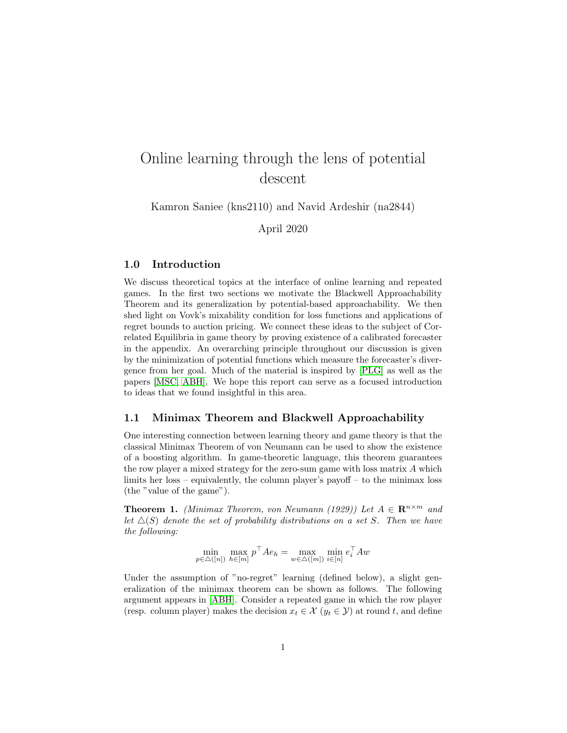# Online learning through the lens of potential descent

Kamron Saniee (kns2110) and Navid Ardeshir (na2844)

April 2020

### 1.0 Introduction

We discuss theoretical topics at the interface of online learning and repeated games. In the first two sections we motivate the Blackwell Approachability Theorem and its generalization by potential-based approachability. We then shed light on Vovk's mixability condition for loss functions and applications of regret bounds to auction pricing. We connect these ideas to the subject of Correlated Equilibria in game theory by proving existence of a calibrated forecaster in the appendix. An overarching principle throughout our discussion is given by the minimization of potential functions which measure the forecaster's divergence from her goal. Much of the material is inspired by [PLG] as well as the papers [MSC, ABH]. We hope this report can serve as a focused introduction to ideas that we found insightful in this area.

### 1.1 Minimax Theorem and Blackwell Approachability

One interesting connection between learning theory and game theory is that the classical Minimax Theorem of von Neumann can be used to show the existence of a boosting algorithm. In game-theoretic language, this theorem guarantees the row player a mixed strategy for the zero-sum game with loss matrix $A$ which limits her loss – equivalently, the column player's payoff – to the minimax loss (the "value of the game").

**Theorem 1.** *(Minimax Theorem, von Neumann (1929)) Let $A \in \mathbf{R}^{n \times m}$ and let $\triangle(S)$ denote the set of probability distributions on a set $S$. Then we have the following:*

$$\min_{p \in \triangle([n])} \max_{h \in [m]} p^\top A e_h = \max_{w \in \triangle([m])} \min_{i \in [n]} e_i^\top A w$$

Under the assumption of "no-regret" learning (defined below), a slight generalization of the minimax theorem can be shown as follows. The following argument appears in [ABH]. Consider a repeated game in which the row player (resp. column player) makes the decision $x_t \in \mathcal{X}$ ($y_t \in \mathcal{Y}$) at round $t$, and define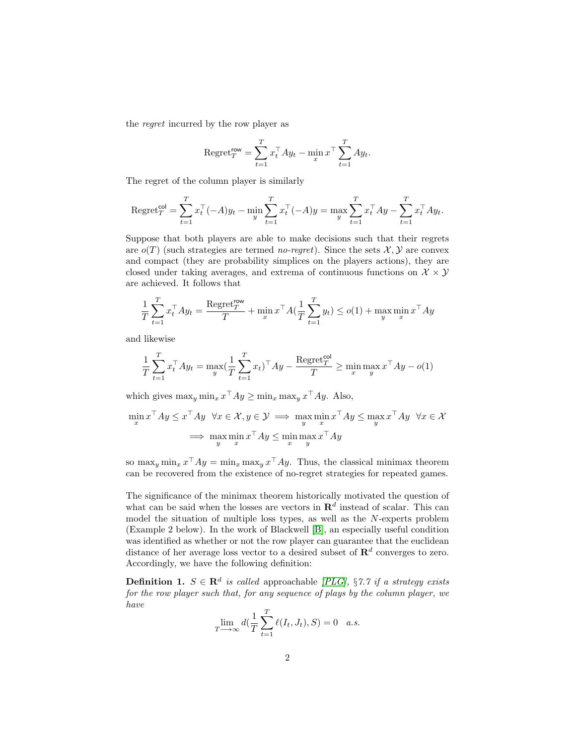the *regret* incurred by the row player as

$$\text{Regret}_T^{\mathsf{row}} = \sum_{t=1}^T x_t^\top A y_t - \min_x x^\top \sum_{t=1}^T A y_t.$$

The regret of the column player is similarly

$$\text{Regret}_T^{\mathsf{col}} = \sum_{t=1}^T x_t^\top (-A) y_t - \min_y \sum_{t=1}^T x_t^\top (-A) y = \max_y \sum_{t=1}^T x_t^\top A y - \sum_{t=1}^T x_t^\top A y_t.$$

Suppose that both players are able to make decisions such that their regrets are $o(T)$ (such strategies are termed *no-regret*). Since the sets $\mathcal{X}, \mathcal{Y}$ are convex and compact (they are probability simplices on the players actions), they are closed under taking averages, and extrema of continuous functions on $\mathcal{X} \times \mathcal{Y}$ are achieved. It follows that

$$\frac{1}{T}\sum_{t=1}^T x_t^\top A y_t = \frac{\text{Regret}_T^{\mathsf{row}}}{T} + \min_x x^\top A (\frac{1}{T}\sum_{t=1}^T y_t) \leq o(1) + \max_y \min_x x^\top A y$$

and likewise

$$\frac{1}{T}\sum_{t=1}^T x_t^\top A y_t = \max_y (\frac{1}{T}\sum_{t=1}^T x_t)^\top A y - \frac{\text{Regret}_T^{\mathsf{col}}}{T} \geq \min_x \max_y x^\top A y - o(1)$$

which gives $\max_y \min_x x^\top A y \geq \min_x \max_y x^\top A y$. Also,

$$\min_x x^\top A y \leq x^\top A y \quad \forall x \in \mathcal{X}, y \in \mathcal{Y} \implies \max_y \min_x x^\top A y \leq \max_y x^\top A y \quad \forall x \in \mathcal{X}$$
$$\implies \max_y \min_x x^\top A y \leq \min_x \max_y x^\top A y$$

so $\max_y \min_x x^\top A y = \min_x \max_y x^\top A y$. Thus, the classical minimax theorem can be recovered from the existence of no-regret strategies for repeated games.

The significance of the minimax theorem historically motivated the question of what can be said when the losses are vectors in $\mathbf{R}^d$ instead of scalar. This can model the situation of multiple loss types, as well as the $N$-experts problem (Example 2 below). In the work of Blackwell [B], an especially useful condition was identified as whether or not the row player can guarantee that the euclidean distance of her average loss vector to a desired subset of $\mathbf{R}^d$ converges to zero. Accordingly, we have the following definition:

**Definition 1.** *$S \in \mathbf{R}^d$ is called* approachable *[PLG], §7.7 if a strategy exists for the row player such that, for any sequence of plays by the column player, we have*

$$\lim_{T \longrightarrow \infty} d(\frac{1}{T}\sum_{t=1}^T \ell(I_t, J_t), S) = 0 \quad a.s.$$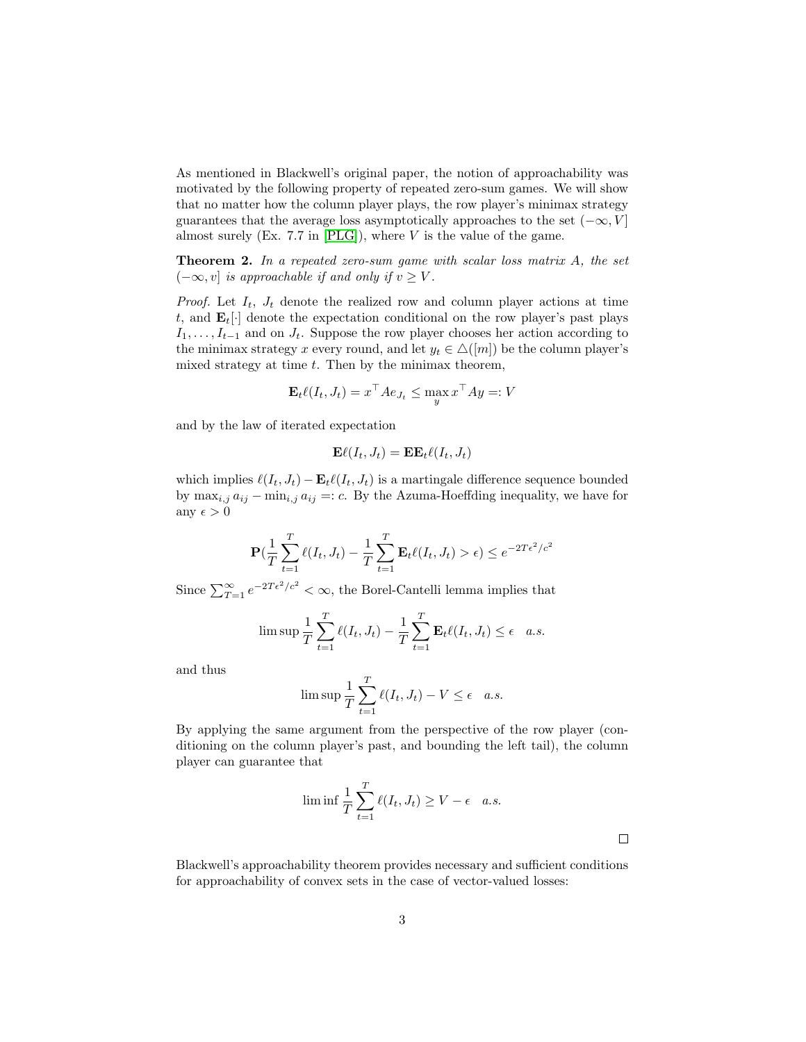As mentioned in Blackwell's original paper, the notion of approachability was motivated by the following property of repeated zero-sum games. We will show that no matter how the column player plays, the row player's minimax strategy guarantees that the average loss asymptotically approaches to the set $(-\infty, V]$ almost surely (Ex. 7.7 in [PLG]), where $V$ is the value of the game.

**Theorem 2.** *In a repeated zero-sum game with scalar loss matrix $A$, the set $(-\infty, v]$ is approachable if and only if $v \geq V$.*

*Proof.* Let $I_t$, $J_t$ denote the realized row and column player actions at time $t$, and $\mathbf{E}_t[\cdot]$ denote the expectation conditional on the row player's past plays $I_1, \ldots, I_{t-1}$ and on $J_t$. Suppose the row player chooses her action according to the minimax strategy $x$ every round, and let $y_t \in \triangle([m])$ be the column player's mixed strategy at time $t$. Then by the minimax theorem,

$$\mathbf{E}_t \ell(I_t, J_t) = x^\top A e_{J_t} \leq \max_y x^\top A y =: V$$

and by the law of iterated expectation

$$\mathbf{E} \ell(I_t, J_t) = \mathbf{E} \mathbf{E}_t \ell(I_t, J_t)$$

which implies $\ell(I_t, J_t) - \mathbf{E}_t \ell(I_t, J_t)$ is a martingale difference sequence bounded by $\max_{i,j} a_{ij} - \min_{i,j} a_{ij} =: c$. By the Azuma-Hoeffding inequality, we have for any $\epsilon > 0$

$$\mathbf{P}\Big(\frac{1}{T}\sum_{t=1}^{T} \ell(I_t, J_t) - \frac{1}{T}\sum_{t=1}^{T} \mathbf{E}_t \ell(I_t, J_t) > \epsilon\Big) \leq e^{-2T\epsilon^2/c^2}$$

Since $\sum_{T=1}^{\infty} e^{-2T\epsilon^2/c^2} < \infty$, the Borel-Cantelli lemma implies that

$$\limsup \frac{1}{T}\sum_{t=1}^{T} \ell(I_t, J_t) - \frac{1}{T}\sum_{t=1}^{T} \mathbf{E}_t \ell(I_t, J_t) \leq \epsilon \quad a.s.$$

and thus

$$\limsup \frac{1}{T}\sum_{t=1}^{T} \ell(I_t, J_t) - V \leq \epsilon \quad a.s.$$

By applying the same argument from the perspective of the row player (conditioning on the column player's past, and bounding the left tail), the column player can guarantee that

$$\liminf \frac{1}{T}\sum_{t=1}^{T} \ell(I_t, J_t) \geq V - \epsilon \quad a.s.$$

$\square$

Blackwell's approachability theorem provides necessary and sufficient conditions for approachability of convex sets in the case of vector-valued losses: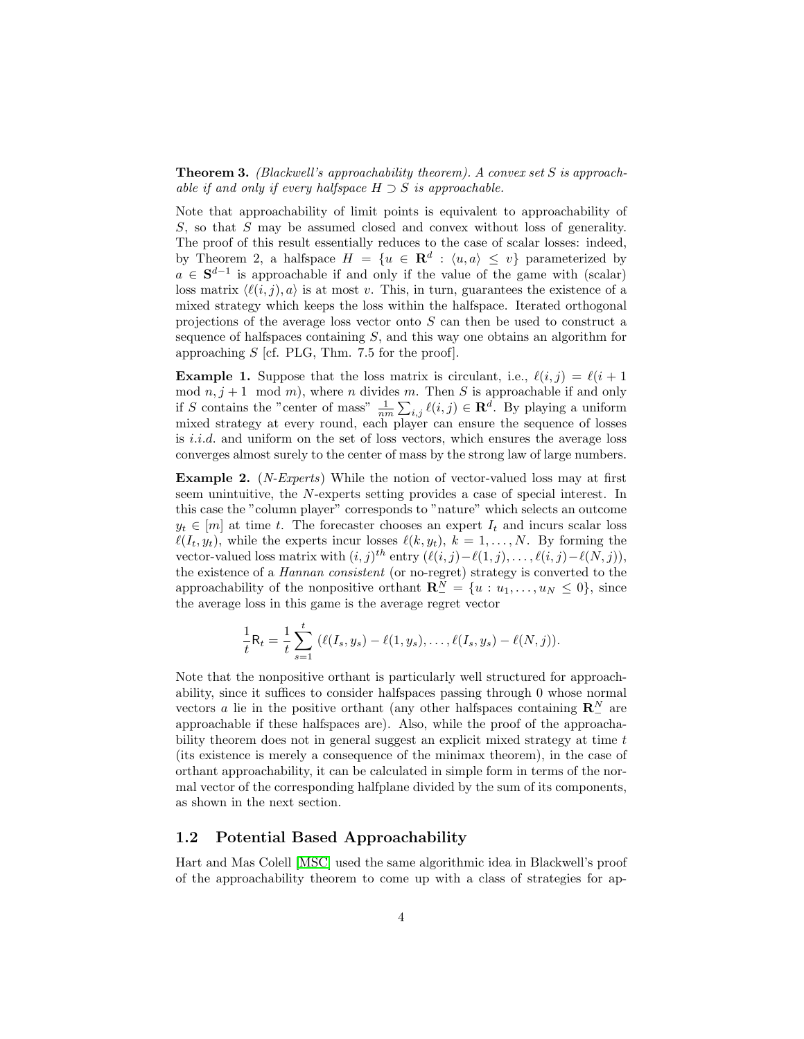**Theorem 3.** *(Blackwell's approachability theorem). A convex set $S$ is approachable if and only if every halfspace $H \supset S$ is approachable.*

Note that approachability of limit points is equivalent to approachability of $S$, so that $S$ may be assumed closed and convex without loss of generality. The proof of this result essentially reduces to the case of scalar losses: indeed, by Theorem 2, a halfspace $H = \{u \in \mathbf{R}^d : \langle u, a \rangle \leq v\}$ parameterized by $a \in \mathbf{S}^{d-1}$ is approachable if and only if the value of the game with (scalar) loss matrix $\langle \ell(i,j), a \rangle$ is at most $v$. This, in turn, guarantees the existence of a mixed strategy which keeps the loss within the halfspace. Iterated orthogonal projections of the average loss vector onto $S$ can then be used to construct a sequence of halfspaces containing $S$, and this way one obtains an algorithm for approaching $S$ [cf. PLG, Thm. 7.5 for the proof].

**Example 1.** Suppose that the loss matrix is circulant, i.e., $\ell(i,j) = \ell(i+1 \mod n, j+1 \mod m)$, where $n$ divides $m$. Then $S$ is approachable if and only if $S$ contains the "center of mass" $\frac{1}{nm}\sum_{i,j} \ell(i,j) \in \mathbf{R}^d$. By playing a uniform mixed strategy at every round, each player can ensure the sequence of losses is *i.i.d.* and uniform on the set of loss vectors, which ensures the average loss converges almost surely to the center of mass by the strong law of large numbers.

**Example 2.** (*N-Experts*) While the notion of vector-valued loss may at first seem unintuitive, the $N$-experts setting provides a case of special interest. In this case the "column player" corresponds to "nature" which selects an outcome $y_t \in [m]$ at time $t$. The forecaster chooses an expert $I_t$ and incurs scalar loss $\ell(I_t, y_t)$, while the experts incur losses $\ell(k, y_t)$, $k = 1, \ldots, N$. By forming the vector-valued loss matrix with $(i,j)^{th}$ entry $(\ell(i,j) - \ell(1,j), \ldots, \ell(i,j) - \ell(N,j))$, the existence of a *Hannan consistent* (or no-regret) strategy is converted to the approachability of the nonpositive orthant $\mathbf{R}_{-}^{N} = \{u : u_1, \ldots, u_N \leq 0\}$, since the average loss in this game is the average regret vector

$$\frac{1}{t}\mathsf{R}_t = \frac{1}{t}\sum_{s=1}^{t} (\ell(I_s, y_s) - \ell(1, y_s), \ldots, \ell(I_s, y_s) - \ell(N, j)).$$

Note that the nonpositive orthant is particularly well structured for approachability, since it suffices to consider halfspaces passing through 0 whose normal vectors $a$ lie in the positive orthant (any other halfspaces containing $\mathbf{R}_{-}^{N}$ are approachable if these halfspaces are). Also, while the proof of the approachability theorem does not in general suggest an explicit mixed strategy at time $t$ (its existence is merely a consequence of the minimax theorem), in the case of orthant approachability, it can be calculated in simple form in terms of the normal vector of the corresponding halfplane divided by the sum of its components, as shown in the next section.

## 1.2 Potential Based Approachability

Hart and Mas Colell [MSC] used the same algorithmic idea in Blackwell's proof of the approachability theorem to come up with a class of strategies for ap-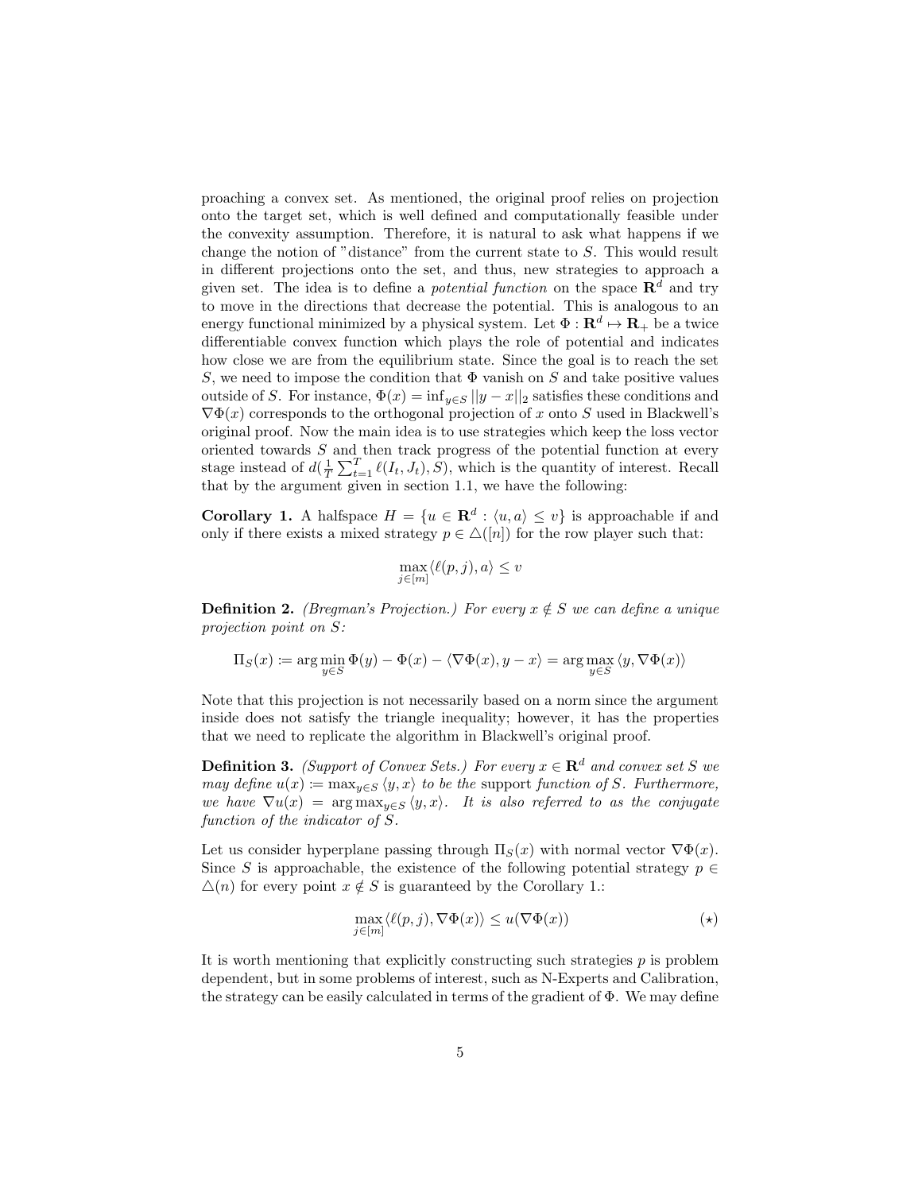proaching a convex set. As mentioned, the original proof relies on projection onto the target set, which is well defined and computationally feasible under the convexity assumption. Therefore, it is natural to ask what happens if we change the notion of "distance" from the current state to $S$. This would result in different projections onto the set, and thus, new strategies to approach a given set. The idea is to define a *potential function* on the space $\mathbf{R}^d$ and try to move in the directions that decrease the potential. This is analogous to an energy functional minimized by a physical system. Let $\Phi : \mathbf{R}^d \mapsto \mathbf{R}_+$ be a twice differentiable convex function which plays the role of potential and indicates how close we are from the equilibrium state. Since the goal is to reach the set $S$, we need to impose the condition that $\Phi$ vanish on $S$ and take positive values outside of $S$. For instance, $\Phi(x) = \inf_{y \in S} ||y - x||_2$ satisfies these conditions and $\nabla\Phi(x)$ corresponds to the orthogonal projection of $x$ onto $S$ used in Blackwell's original proof. Now the main idea is to use strategies which keep the loss vector oriented towards $S$ and then track progress of the potential function at every stage instead of $d(\frac{1}{T}\sum_{t=1}^{T} \ell(I_t, J_t), S)$, which is the quantity of interest. Recall that by the argument given in section 1.1, we have the following:

**Corollary 1.** A halfspace $H = \{u \in \mathbf{R}^d : \langle u, a \rangle \leq v\}$ is approachable if and only if there exists a mixed strategy $p \in \triangle([n])$ for the row player such that:

$$\max_{j \in [m]} \langle \ell(p, j), a \rangle \leq v$$

**Definition 2.** *(Bregman's Projection.) For every $x \notin S$ we can define a unique projection point on $S$:*

$$\Pi_S(x) := \arg\min_{y \in S} \Phi(y) - \Phi(x) - \langle \nabla\Phi(x), y - x \rangle = \arg\max_{y \in S} \langle y, \nabla\Phi(x) \rangle$$

Note that this projection is not necessarily based on a norm since the argument inside does not satisfy the triangle inequality; however, it has the properties that we need to replicate the algorithm in Blackwell's original proof.

**Definition 3.** *(Support of Convex Sets.) For every $x \in \mathbf{R}^d$ and convex set $S$ we may define $u(x) := \max_{y \in S} \langle y, x \rangle$ to be the* support *function of $S$. Furthermore, we have $\nabla u(x) = \arg\max_{y \in S} \langle y, x \rangle$. It is also referred to as the conjugate function of the indicator of $S$.*

Let us consider hyperplane passing through $\Pi_S(x)$ with normal vector $\nabla\Phi(x)$. Since $S$ is approachable, the existence of the following potential strategy $p \in \triangle(n)$ for every point $x \notin S$ is guaranteed by the Corollary 1.:

$$\max_{j \in [m]} \langle \ell(p, j), \nabla\Phi(x) \rangle \leq u(\nabla\Phi(x)) \qquad (\star)$$

It is worth mentioning that explicitly constructing such strategies $p$ is problem dependent, but in some problems of interest, such as N-Experts and Calibration, the strategy can be easily calculated in terms of the gradient of $\Phi$. We may define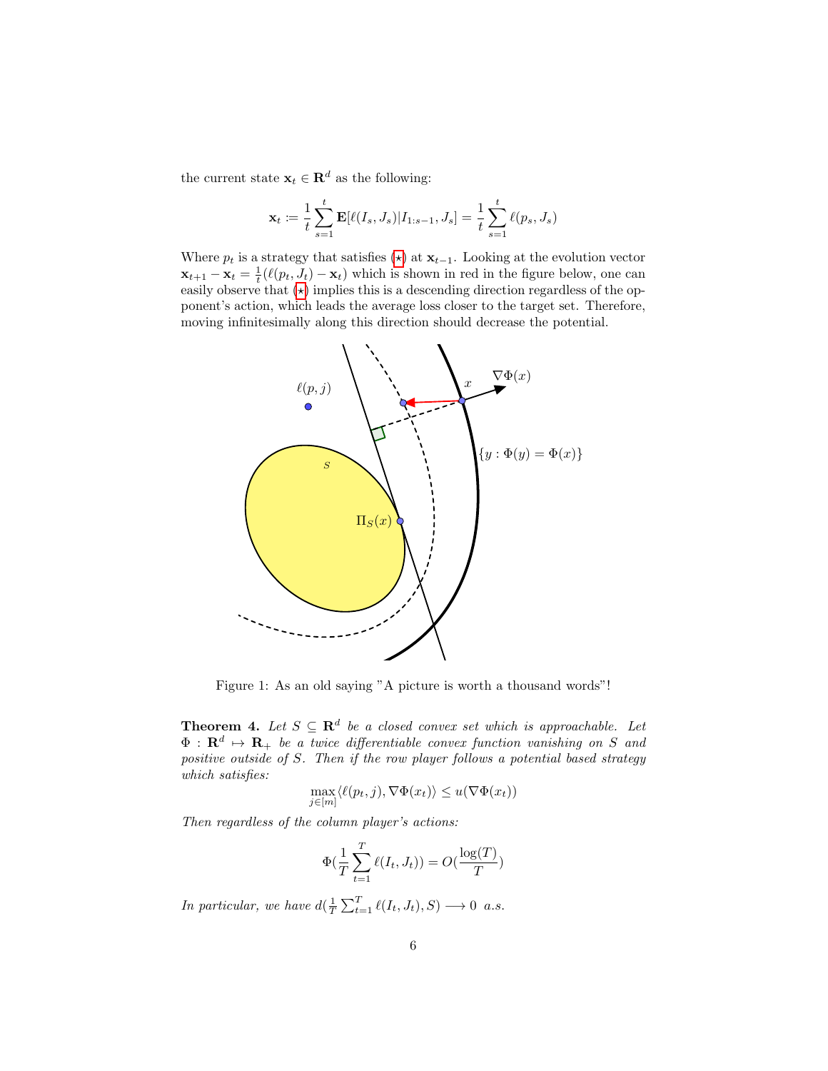the current state $\mathbf{x}_t \in \mathbf{R}^d$ as the following:

$$\mathbf{x}_t := \frac{1}{t}\sum_{s=1}^{t} \mathbf{E}[\ell(I_s, J_s)|I_{1:s-1}, J_s] = \frac{1}{t}\sum_{s=1}^{t} \ell(p_s, J_s)$$

Where $p_t$ is a strategy that satisfies ($\star$) at $\mathbf{x}_{t-1}$. Looking at the evolution vector $\mathbf{x}_{t+1} - \mathbf{x}_t = \frac{1}{t}(\ell(p_t, J_t) - \mathbf{x}_t)$ which is shown in red in the figure below, one can easily observe that ($\star$) implies this is a descending direction regardless of the opponent's action, which leads the average loss closer to the target set. Therefore, moving infinitesimally along this direction should decrease the potential.

$\ell(p, j)$

$x$

$\nabla\Phi(x)$

$\{y : \Phi(y) = \Phi(x)\}$

$S$

$\Pi_S(x)$

Figure 1: As an old saying "A picture is worth a thousand words"!

**Theorem 4.** *Let $S \subseteq \mathbf{R}^d$ be a closed convex set which is approachable. Let $\Phi : \mathbf{R}^d \mapsto \mathbf{R}_+$ be a twice differentiable convex function vanishing on $S$ and positive outside of $S$. Then if the row player follows a potential based strategy which satisfies:*

$$\max_{j\in[m]} \langle \ell(p_t, j), \nabla\Phi(x_t)\rangle \leq u(\nabla\Phi(x_t))$$

*Then regardless of the column player's actions:*

$$\Phi(\frac{1}{T}\sum_{t=1}^{T} \ell(I_t, J_t)) = O(\frac{\log(T)}{T})$$

*In particular, we have $d(\frac{1}{T}\sum_{t=1}^{T} \ell(I_t, J_t), S) \longrightarrow 0$ a.s.*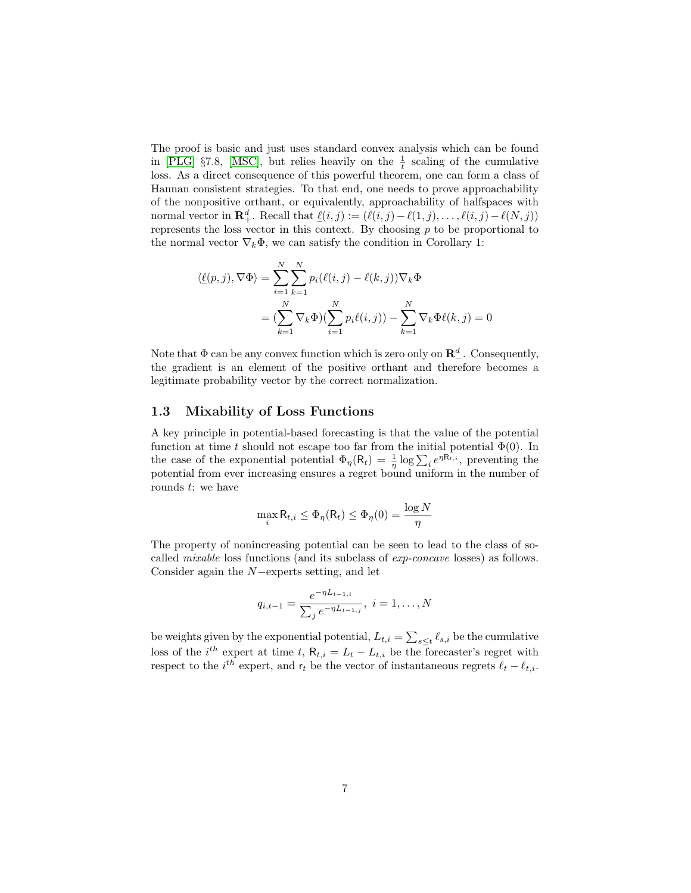The proof is basic and just uses standard convex analysis which can be found in [PLG] §7.8, [MSC], but relies heavily on the $\frac{1}{t}$ scaling of the cumulative loss. As a direct consequence of this powerful theorem, one can form a class of Hannan consistent strategies. To that end, one needs to prove approachability of the nonpositive orthant, or equivalently, approachability of halfspaces with normal vector in $\mathbf{R}^d_+$. Recall that $\underline{\ell}(i,j) := (\ell(i,j) - \ell(1,j), \ldots, \ell(i,j) - \ell(N,j))$ represents the loss vector in this context. By choosing $p$ to be proportional to the normal vector $\nabla_k \Phi$, we can satisfy the condition in Corollary 1:

$$
\begin{aligned}
\langle \underline{\ell}(p,j), \nabla \Phi \rangle &= \sum_{i=1}^{N} \sum_{k=1}^{N} p_i (\ell(i,j) - \ell(k,j)) \nabla_k \Phi \\
&= (\sum_{k=1}^{N} \nabla_k \Phi)(\sum_{i=1}^{N} p_i \ell(i,j)) - \sum_{k=1}^{N} \nabla_k \Phi \ell(k,j) = 0
\end{aligned}
$$

Note that $\Phi$ can be any convex function which is zero only on $\mathbf{R}^d_-$. Consequently, the gradient is an element of the positive orthant and therefore becomes a legitimate probability vector by the correct normalization.

### 1.3 Mixability of Loss Functions

A key principle in potential-based forecasting is that the value of the potential function at time $t$ should not escape too far from the initial potential $\Phi(0)$. In the case of the exponential potential $\Phi_\eta(\mathsf{R}_t) = \frac{1}{\eta} \log \sum_i e^{\eta \mathsf{R}_{t,i}}$, preventing the potential from ever increasing ensures a regret bound uniform in the number of rounds $t$: we have

$$
\max_i \mathsf{R}_{t,i} \leq \Phi_\eta(\mathsf{R}_t) \leq \Phi_\eta(0) = \frac{\log N}{\eta}
$$

The property of nonincreasing potential can be seen to lead to the class of so-called *mixable* loss functions (and its subclass of *exp-concave* losses) as follows. Consider again the $N-$experts setting, and let

$$
q_{i,t-1} = \frac{e^{-\eta L_{t-1,i}}}{\sum_j e^{-\eta L_{t-1,j}}}, \; i = 1, \ldots, N
$$

be weights given by the exponential potential, $L_{t,i} = \sum_{s \leq t} \ell_{s,i}$ be the cumulative loss of the $i^{th}$ expert at time $t$, $\mathsf{R}_{t,i} = L_t - L_{t,i}$ be the forecaster's regret with respect to the $i^{th}$ expert, and $\mathsf{r}_t$ be the vector of instantaneous regrets $\ell_t - \ell_{t,i}$.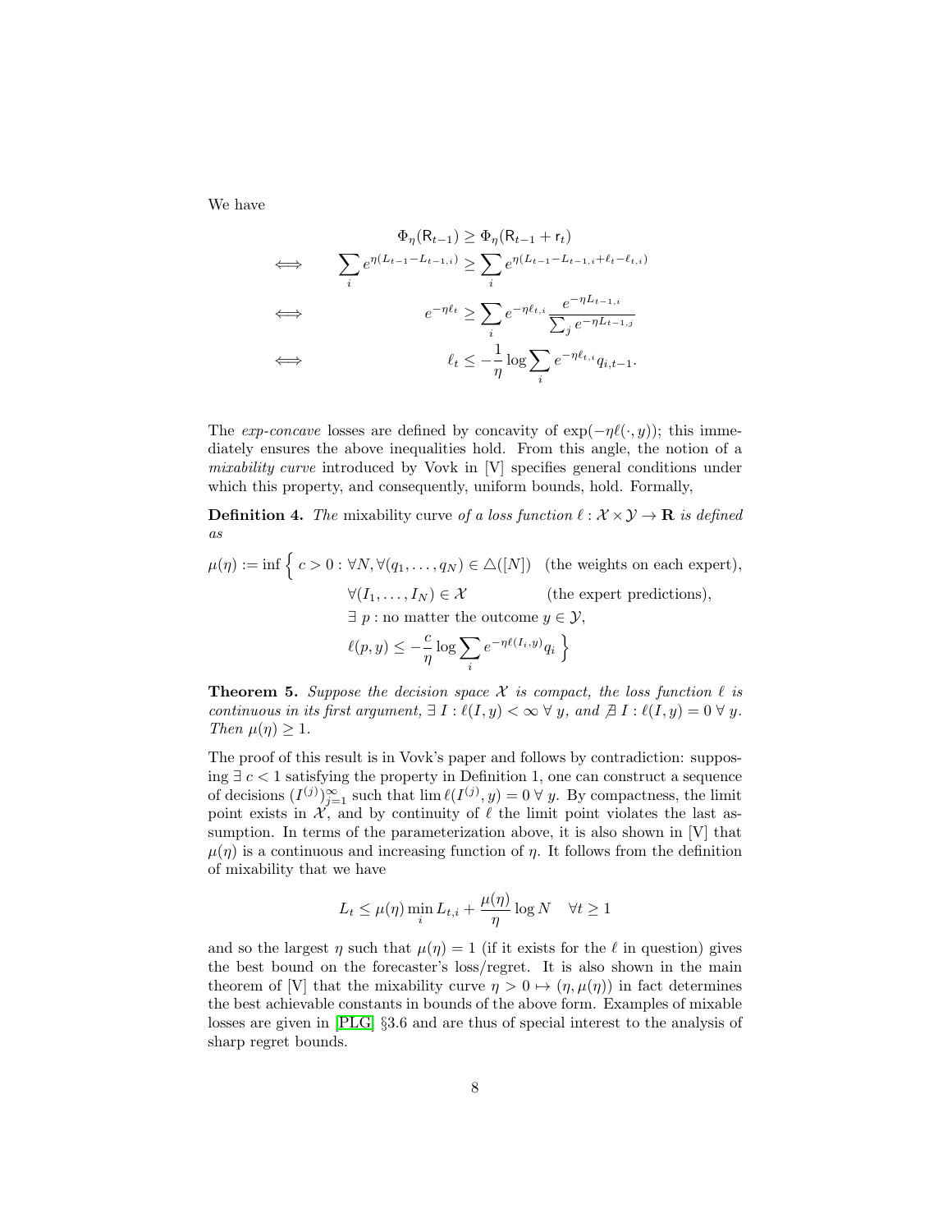We have

$$
\begin{aligned}
& \Phi_\eta(\mathsf{R}_{t-1}) \geq \Phi_\eta(\mathsf{R}_{t-1} + \mathsf{r}_t) \\
\iff \quad & \sum_i e^{\eta(L_{t-1} - L_{t-1,i})} \geq \sum_i e^{\eta(L_{t-1} - L_{t-1,i} + \ell_t - \ell_{t,i})} \\
\iff \quad & e^{-\eta \ell_t} \geq \sum_i e^{-\eta \ell_{t,i}} \frac{e^{-\eta L_{t-1,i}}}{\sum_j e^{-\eta L_{t-1,j}}} \\
\iff \quad & \ell_t \leq -\frac{1}{\eta} \log \sum_i e^{-\eta \ell_{t,i}} q_{i,t-1}.
\end{aligned}
$$

The *exp-concave* losses are defined by concavity of $\exp(-\eta \ell(\cdot, y))$; this immediately ensures the above inequalities hold. From this angle, the notion of a *mixability curve* introduced by Vovk in [V] specifies general conditions under which this property, and consequently, uniform bounds, hold. Formally,

**Definition 4.** *The* mixability curve *of a loss function $\ell : \mathcal{X} \times \mathcal{Y} \to \mathbf{R}$ is defined as*

$$
\begin{aligned}
\mu(\eta) := \inf \Big\{ \; c > 0 : \; & \forall N, \forall (q_1, \ldots, q_N) \in \triangle([N]) \quad \text{(the weights on each expert)}, \\
& \forall (I_1, \ldots, I_N) \in \mathcal{X} \qquad\qquad \text{(the expert predictions)}, \\
& \exists \; p : \text{no matter the outcome } y \in \mathcal{Y}, \\
& \ell(p, y) \leq -\frac{c}{\eta} \log \sum_i e^{-\eta \ell(I_i, y)} q_i \; \Big\}
\end{aligned}
$$

**Theorem 5.** *Suppose the decision space $\mathcal{X}$ is compact, the loss function $\ell$ is continuous in its first argument, $\exists \; I : \ell(I, y) < \infty \; \forall \; y$, and $\nexists \; I : \ell(I, y) = 0 \; \forall \; y$. Then $\mu(\eta) \geq 1$.*

The proof of this result is in Vovk's paper and follows by contradiction: supposing $\exists \; c < 1$ satisfying the property in Definition 1, one can construct a sequence of decisions $(I^{(j)})_{j=1}^\infty$ such that $\lim \ell(I^{(j)}, y) = 0 \; \forall \; y$. By compactness, the limit point exists in $\mathcal{X}$, and by continuity of $\ell$ the limit point violates the last assumption. In terms of the parameterization above, it is also shown in [V] that $\mu(\eta)$ is a continuous and increasing function of $\eta$. It follows from the definition of mixability that we have

$$
L_t \leq \mu(\eta) \min_i L_{t,i} + \frac{\mu(\eta)}{\eta} \log N \quad \forall t \geq 1
$$

and so the largest $\eta$ such that $\mu(\eta) = 1$ (if it exists for the $\ell$ in question) gives the best bound on the forecaster's loss/regret. It is also shown in the main theorem of [V] that the mixability curve $\eta > 0 \mapsto (\eta, \mu(\eta))$ in fact determines the best achievable constants in bounds of the above form. Examples of mixable losses are given in [PLG] §3.6 and are thus of special interest to the analysis of sharp regret bounds.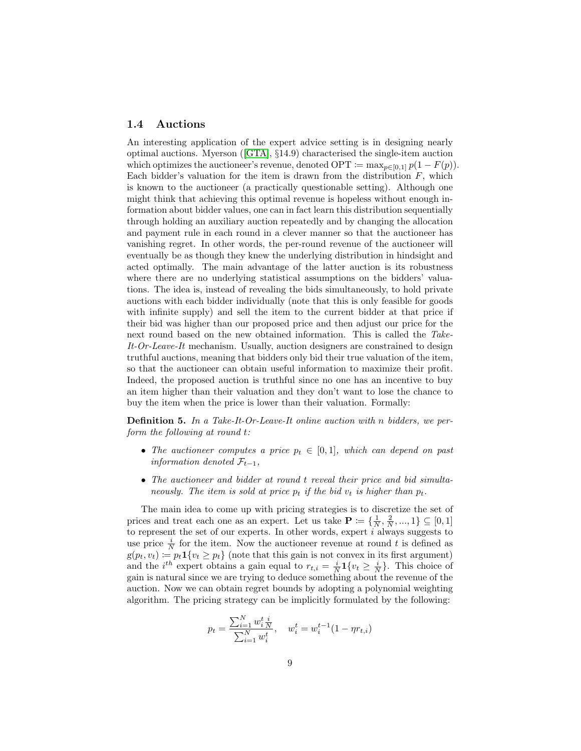### 1.4 Auctions

An interesting application of the expert advice setting is in designing nearly optimal auctions. Myerson ([GTA], §14.9) characterised the single-item auction which optimizes the auctioneer's revenue, denoted $\text{OPT} \coloneqq \max_{p\in[0,1]} p(1 - F(p))$. Each bidder's valuation for the item is drawn from the distribution $F$, which is known to the auctioneer (a practically questionable setting). Although one might think that achieving this optimal revenue is hopeless without enough information about bidder values, one can in fact learn this distribution sequentially through holding an auxiliary auction repeatedly and by changing the allocation and payment rule in each round in a clever manner so that the auctioneer has vanishing regret. In other words, the per-round revenue of the auctioneer will eventually be as though they knew the underlying distribution in hindsight and acted optimally. The main advantage of the latter auction is its robustness where there are no underlying statistical assumptions on the bidders' valuations. The idea is, instead of revealing the bids simultaneously, to hold private auctions with each bidder individually (note that this is only feasible for goods with infinite supply) and sell the item to the current bidder at that price if their bid was higher than our proposed price and then adjust our price for the next round based on the new obtained information. This is called the *Take-It-Or-Leave-It* mechanism. Usually, auction designers are constrained to design truthful auctions, meaning that bidders only bid their true valuation of the item, so that the auctioneer can obtain useful information to maximize their profit. Indeed, the proposed auction is truthful since no one has an incentive to buy an item higher than their valuation and they don't want to lose the chance to buy the item when the price is lower than their valuation. Formally:

**Definition 5.** *In a Take-It-Or-Leave-It online auction with $n$ bidders, we perform the following at round $t$:*

- *The auctioneer computes a price $p_t \in [0, 1]$, which can depend on past information denoted $\mathcal{F}_{t-1}$,*
- *The auctioneer and bidder at round $t$ reveal their price and bid simultaneously. The item is sold at price $p_t$ if the bid $v_t$ is higher than $p_t$.*

The main idea to come up with pricing strategies is to discretize the set of prices and treat each one as an expert. Let us take $\mathbf{P} \coloneqq \{\frac{1}{N}, \frac{2}{N}, ..., 1\} \subseteq [0, 1]$ to represent the set of our experts. In other words, expert $i$ always suggests to use price $\frac{i}{N}$ for the item. Now the auctioneer revenue at round $t$ is defined as $g(p_t, v_t) \coloneqq p_t \mathbf{1}\{v_t \geq p_t\}$ (note that this gain is not convex in its first argument) and the $i^{th}$ expert obtains a gain equal to $r_{t,i} = \frac{i}{N}\mathbf{1}\{v_t \geq \frac{i}{N}\}$. This choice of gain is natural since we are trying to deduce something about the revenue of the auction. Now we can obtain regret bounds by adopting a polynomial weighting algorithm. The pricing strategy can be implicitly formulated by the following:

$$p_t = \frac{\sum_{i=1}^{N} w_i^t \frac{i}{N}}{\sum_{i=1}^{N} w_i^t}, \quad w_i^t = w_i^{t-1}(1 - \eta r_{t,i})$$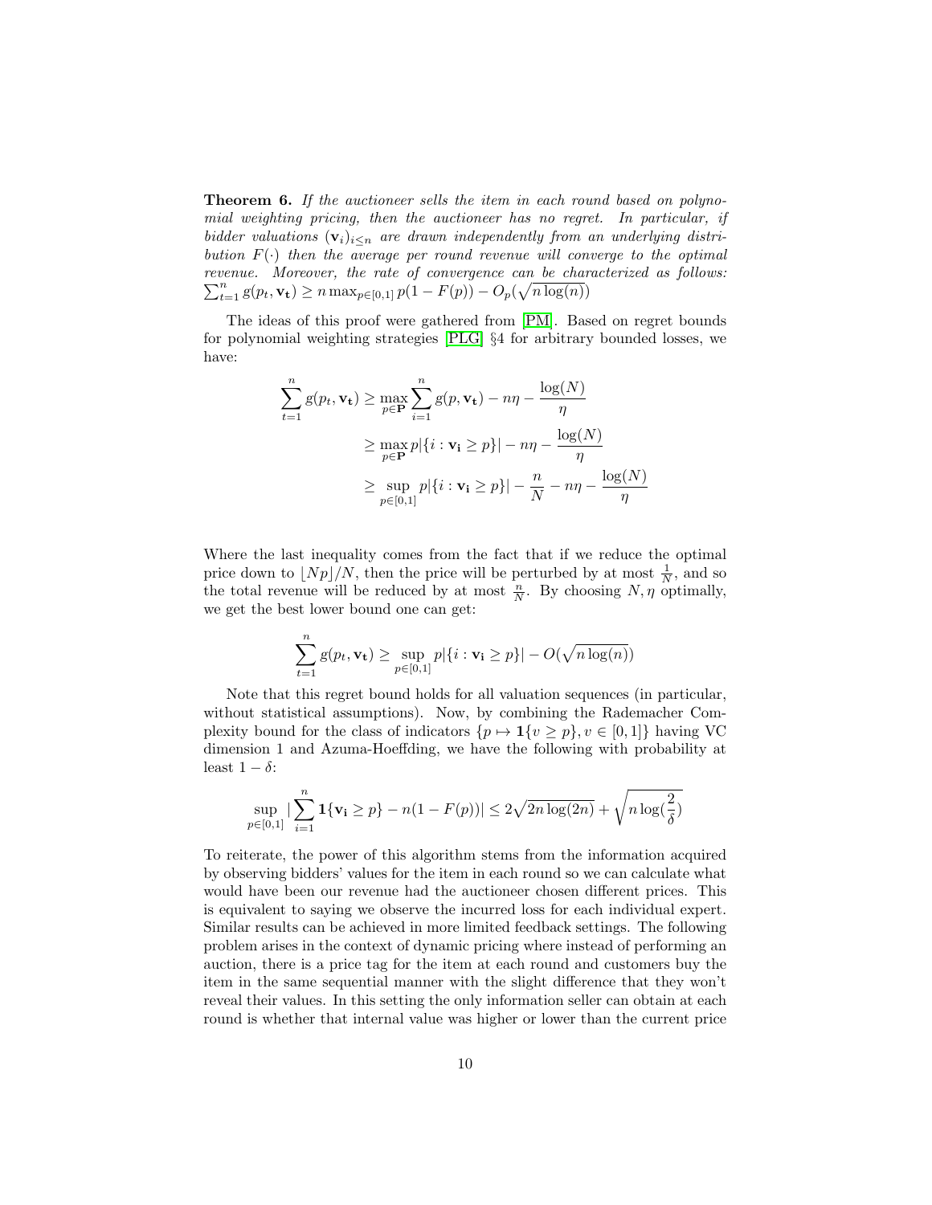**Theorem 6.** *If the auctioneer sells the item in each round based on polynomial weighting pricing, then the auctioneer has no regret. In particular, if bidder valuations $(\mathbf{v}_i)_{i\leq n}$ are drawn independently from an underlying distribution $F(\cdot)$ then the average per round revenue will converge to the optimal revenue. Moreover, the rate of convergence can be characterized as follows:* $\sum_{t=1}^{n} g(p_t, \mathbf{v_t}) \geq n \max_{p\in[0,1]} p(1-F(p)) - O_p(\sqrt{n\log(n)})$

The ideas of this proof were gathered from [PM]. Based on regret bounds for polynomial weighting strategies [PLG] §4 for arbitrary bounded losses, we have:

$$\begin{aligned}
\sum_{t=1}^{n} g(p_t, \mathbf{v_t}) &\geq \max_{p\in\mathbf{P}} \sum_{i=1}^{n} g(p, \mathbf{v_t}) - n\eta - \frac{\log(N)}{\eta} \\
&\geq \max_{p\in\mathbf{P}} p|\{i : \mathbf{v_i} \geq p\}| - n\eta - \frac{\log(N)}{\eta} \\
&\geq \sup_{p\in[0,1]} p|\{i : \mathbf{v_i} \geq p\}| - \frac{n}{N} - n\eta - \frac{\log(N)}{\eta}
\end{aligned}$$

Where the last inequality comes from the fact that if we reduce the optimal price down to $\lfloor Np \rfloor / N$, then the price will be perturbed by at most $\frac{1}{N}$, and so the total revenue will be reduced by at most $\frac{n}{N}$. By choosing $N, \eta$ optimally, we get the best lower bound one can get:

$$\sum_{t=1}^{n} g(p_t, \mathbf{v_t}) \geq \sup_{p\in[0,1]} p|\{i : \mathbf{v_i} \geq p\}| - O(\sqrt{n\log(n)})$$

Note that this regret bound holds for all valuation sequences (in particular, without statistical assumptions). Now, by combining the Rademacher Complexity bound for the class of indicators $\{p \mapsto \mathbf{1}\{v \geq p\}, v \in [0,1]\}$ having VC dimension 1 and Azuma-Hoeffding, we have the following with probability at least $1-\delta$:

$$\sup_{p\in[0,1]} |\sum_{i=1}^{n} \mathbf{1}\{\mathbf{v_i} \geq p\} - n(1-F(p))| \leq 2\sqrt{2n\log(2n)} + \sqrt{n\log(\frac{2}{\delta})}$$

To reiterate, the power of this algorithm stems from the information acquired by observing bidders' values for the item in each round so we can calculate what would have been our revenue had the auctioneer chosen different prices. This is equivalent to saying we observe the incurred loss for each individual expert. Similar results can be achieved in more limited feedback settings. The following problem arises in the context of dynamic pricing where instead of performing an auction, there is a price tag for the item at each round and customers buy the item in the same sequential manner with the slight difference that they won't reveal their values. In this setting the only information seller can obtain at each round is whether that internal value was higher or lower than the current price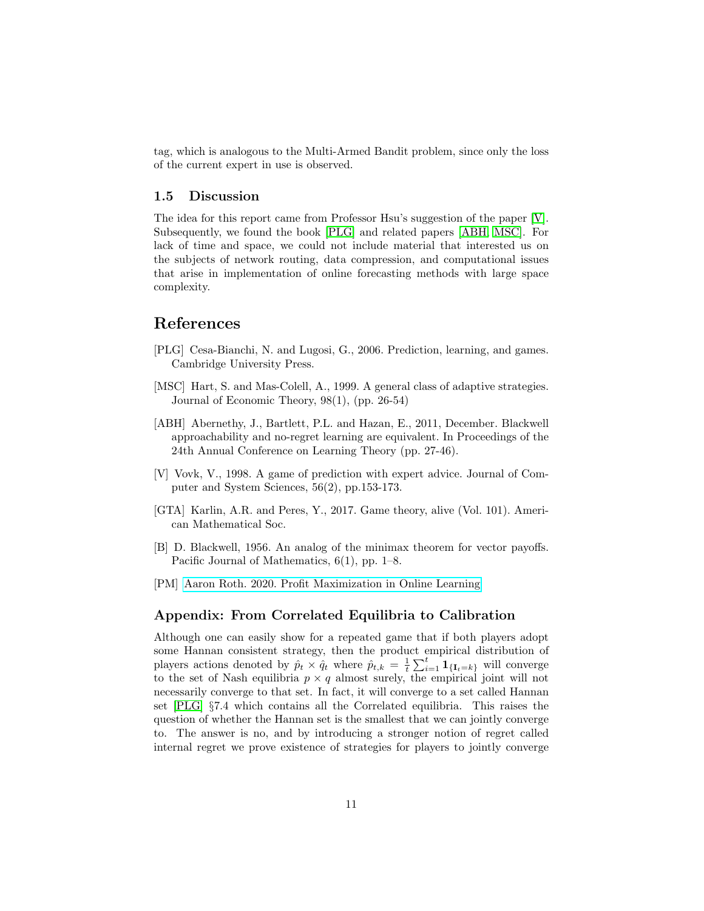tag, which is analogous to the Multi-Armed Bandit problem, since only the loss of the current expert in use is observed.

### 1.5 Discussion

The idea for this report came from Professor Hsu's suggestion of the paper [V]. Subsequently, we found the book [PLG] and related papers [ABH, MSC]. For lack of time and space, we could not include material that interested us on the subjects of network routing, data compression, and computational issues that arise in implementation of online forecasting methods with large space complexity.

## References

[PLG] Cesa-Bianchi, N. and Lugosi, G., 2006. Prediction, learning, and games. Cambridge University Press.

[MSC] Hart, S. and Mas-Colell, A., 1999. A general class of adaptive strategies. Journal of Economic Theory, 98(1), (pp. 26-54)

[ABH] Abernethy, J., Bartlett, P.L. and Hazan, E., 2011, December. Blackwell approachability and no-regret learning are equivalent. In Proceedings of the 24th Annual Conference on Learning Theory (pp. 27-46).

[V] Vovk, V., 1998. A game of prediction with expert advice. Journal of Computer and System Sciences, 56(2), pp.153-173.

[GTA] Karlin, A.R. and Peres, Y., 2017. Game theory, alive (Vol. 101). American Mathematical Soc.

[B] D. Blackwell, 1956. An analog of the minimax theorem for vector payoffs. Pacific Journal of Mathematics, 6(1), pp. 1–8.

[PM] Aaron Roth. 2020. Profit Maximization in Online Learning

### Appendix: From Correlated Equilibria to Calibration

Although one can easily show for a repeated game that if both players adopt some Hannan consistent strategy, then the product empirical distribution of players actions denoted by $\hat{p}_t \times \hat{q}_t$ where $\hat{p}_{t,k} = \frac{1}{t}\sum_{i=1}^{t} \mathbf{1}_{\{\mathbf{I}_t = k\}}$ will converge to the set of Nash equilibria $p \times q$ almost surely, the empirical joint will not necessarily converge to that set. In fact, it will converge to a set called Hannan set [PLG] §7.4 which contains all the Correlated equilibria. This raises the question of whether the Hannan set is the smallest that we can jointly converge to. The answer is no, and by introducing a stronger notion of regret called internal regret we prove existence of strategies for players to jointly converge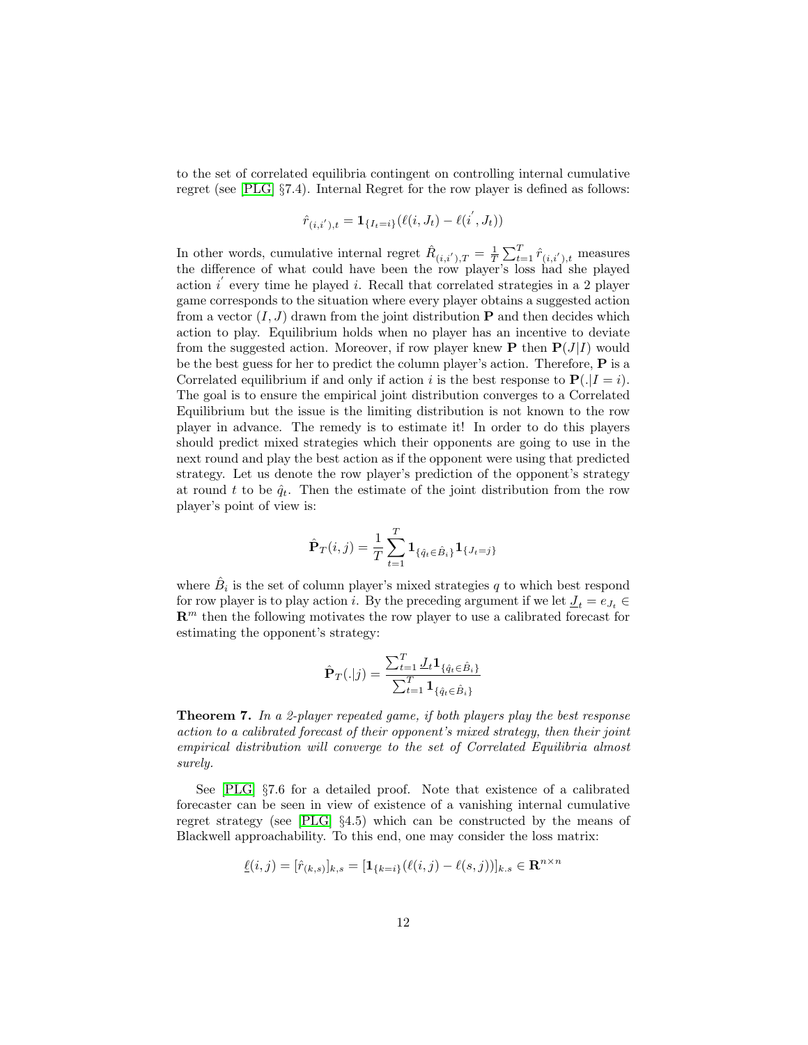to the set of correlated equilibria contingent on controlling internal cumulative regret (see [PLG] §7.4). Internal Regret for the row player is defined as follows:

$$\hat{r}_{(i,i'),t} = \mathbf{1}_{\{I_t=i\}}(\ell(i,J_t) - \ell(i^{'},J_t))$$

In other words, cumulative internal regret $\hat{R}_{(i,i'),T} = \frac{1}{T}\sum_{t=1}^{T}\hat{r}_{(i,i'),t}$ measures the difference of what could have been the row player's loss had she played action $i^{'}$ every time he played $i$. Recall that correlated strategies in a 2 player game corresponds to the situation where every player obtains a suggested action from a vector $(I, J)$ drawn from the joint distribution $\mathbf{P}$ and then decides which action to play. Equilibrium holds when no player has an incentive to deviate from the suggested action. Moreover, if row player knew $\mathbf{P}$ then $\mathbf{P}(J|I)$ would be the best guess for her to predict the column player's action. Therefore, $\mathbf{P}$ is a Correlated equilibrium if and only if action $i$ is the best response to $\mathbf{P}(.|I = i)$. The goal is to ensure the empirical joint distribution converges to a Correlated Equilibrium but the issue is the limiting distribution is not known to the row player in advance. The remedy is to estimate it! In order to do this players should predict mixed strategies which their opponents are going to use in the next round and play the best action as if the opponent were using that predicted strategy. Let us denote the row player's prediction of the opponent's strategy at round $t$ to be $\hat{q}_t$. Then the estimate of the joint distribution from the row player's point of view is:

$$\hat{\mathbf{P}}_T(i,j) = \frac{1}{T}\sum_{t=1}^{T}\mathbf{1}_{\{\hat{q}_t\in\hat{B}_i\}}\mathbf{1}_{\{J_t=j\}}$$

where $\hat{B}_i$ is the set of column player's mixed strategies $q$ to which best respond for row player is to play action $i$. By the preceding argument if we let $\underline{J}_t = e_{J_t} \in \mathbf{R}^m$ then the following motivates the row player to use a calibrated forecast for estimating the opponent's strategy:

$$\hat{\mathbf{P}}_T(.|j) = \frac{\sum_{t=1}^{T}\underline{J}_t\mathbf{1}_{\{\hat{q}_t\in\hat{B}_i\}}}{\sum_{t=1}^{T}\mathbf{1}_{\{\hat{q}_t\in\hat{B}_i\}}}$$

**Theorem 7.** *In a 2-player repeated game, if both players play the best response action to a calibrated forecast of their opponent's mixed strategy, then their joint empirical distribution will converge to the set of Correlated Equilibria almost surely.*

See [PLG] §7.6 for a detailed proof. Note that existence of a calibrated forecaster can be seen in view of existence of a vanishing internal cumulative regret strategy (see [PLG] §4.5) which can be constructed by the means of Blackwell approachability. To this end, one may consider the loss matrix:

$$\underline{\ell}(i,j) = [\hat{r}_{(k,s)}]_{k,s} = [\mathbf{1}_{\{k=i\}}(\ell(i,j) - \ell(s,j))]_{k.s} \in \mathbf{R}^{n\times n}$$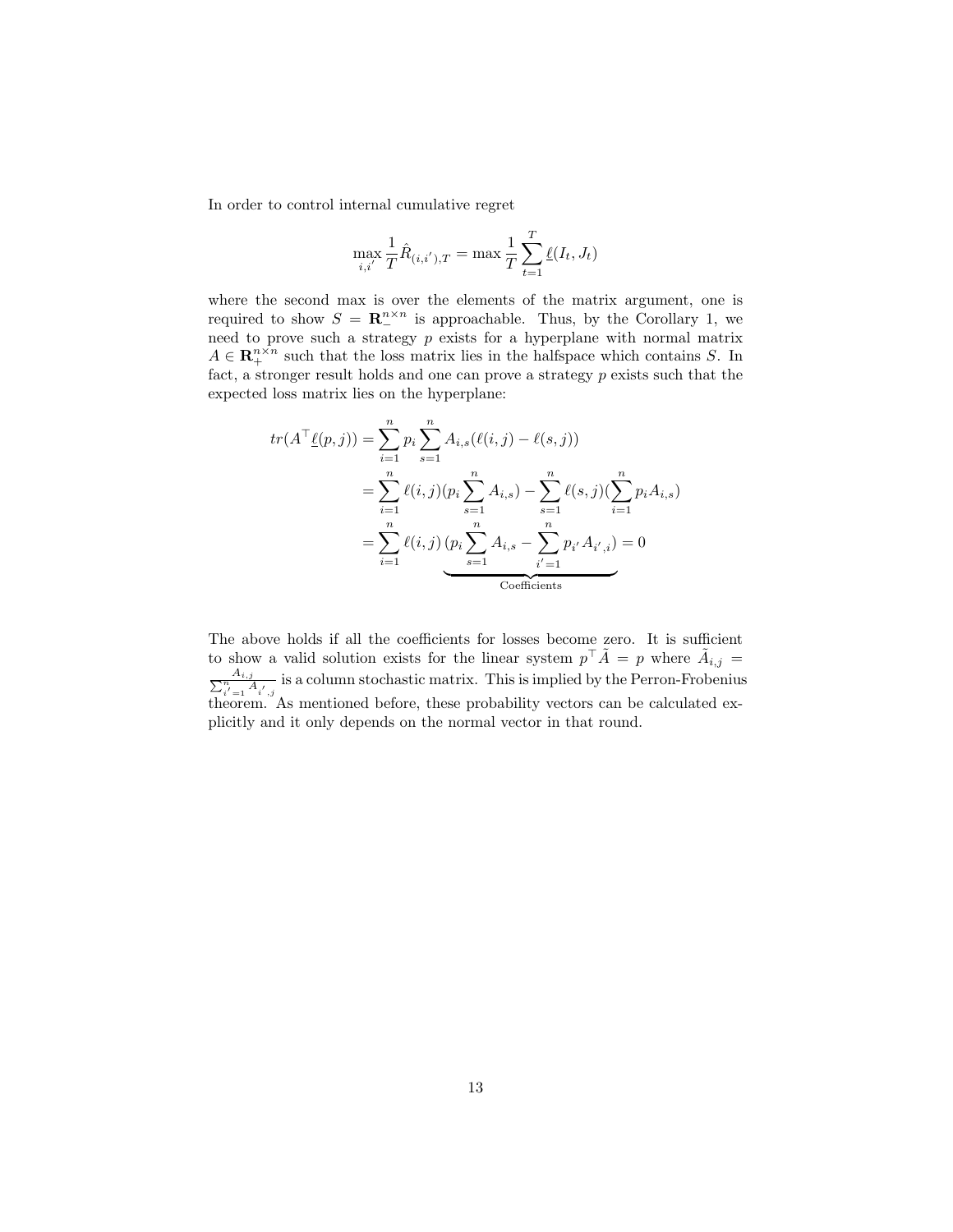In order to control internal cumulative regret

$$\max_{i,i'} \frac{1}{T} \hat{R}_{(i,i'),T} = \max \frac{1}{T} \sum_{t=1}^{T} \underline{\ell}(I_t, J_t)$$

where the second max is over the elements of the matrix argument, one is required to show $S = \mathbf{R}_{-}^{n \times n}$ is approachable. Thus, by the Corollary 1, we need to prove such a strategy $p$ exists for a hyperplane with normal matrix $A \in \mathbf{R}_{+}^{n \times n}$ such that the loss matrix lies in the halfspace which contains $S$. In fact, a stronger result holds and one can prove a strategy $p$ exists such that the expected loss matrix lies on the hyperplane:

$$\begin{aligned}
tr(A^\top \underline{\ell}(p, j)) &= \sum_{i=1}^{n} p_i \sum_{s=1}^{n} A_{i,s}(\ell(i,j) - \ell(s,j)) \\
&= \sum_{i=1}^{n} \ell(i,j)(p_i \sum_{s=1}^{n} A_{i,s}) - \sum_{s=1}^{n} \ell(s,j)(\sum_{i=1}^{n} p_i A_{i,s}) \\
&= \sum_{i=1}^{n} \ell(i,j) \underbrace{(p_i \sum_{s=1}^{n} A_{i,s} - \sum_{i'=1}^{n} p_{i'} A_{i',i})}_{\text{Coefficients}} = 0
\end{aligned}$$

The above holds if all the coefficients for losses become zero. It is sufficient to show a valid solution exists for the linear system $p^\top \tilde{A} = p$ where $\tilde{A}_{i,j} = \frac{A_{i,j}}{\sum_{i'=1}^{n} A_{i',j}}$ is a column stochastic matrix. This is implied by the Perron-Frobenius theorem. As mentioned before, these probability vectors can be calculated explicitly and it only depends on the normal vector in that round.